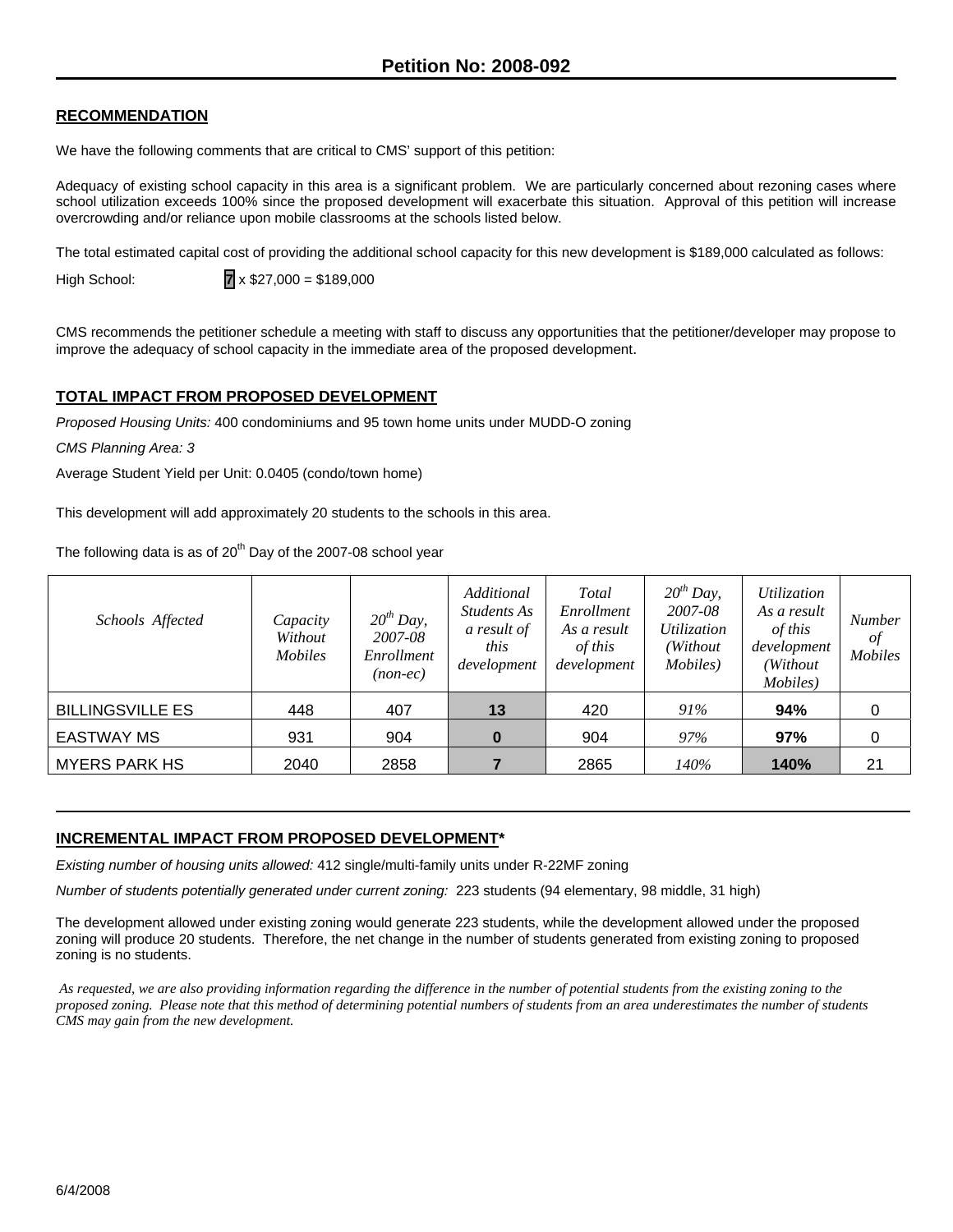# Petition No: 2008-092

## RECOMMENDATION

We have the following comments that are critical to CMS' support of this petition:

Adequacy of existing school capacity in this area is a significant problem. We are particularly concerned about rezoning cases where school utilization exceeds 100% since the proposed development will exacerbate this situation. Approval of this petition will increase overcrowding and/or reliance upon mobile classrooms at the schools listed below.

The total estimated capital cost of providing the additional school capacity for this new development is $189,000 calculated as follows:

High School: 7 x $27,000 = $189,000

CMS recommends the petitioner schedule a meeting with staff to discuss any opportunities that the petitioner/developer may propose to improve the adequacy of school capacity in the immediate area of the proposed development.

## TOTAL IMPACT FROM PROPOSED DEVELOPMENT

*Proposed Housing Units:* 400 condominiums and 95 town home units under MUDD-O zoning

*CMS Planning Area: 3*

Average Student Yield per Unit: 0.0405 (condo/town home)

This development will add approximately 20 students to the schools in this area.

The following data is as of 20th Day of the 2007-08 school year

| *Schools Affected* | *Capacity Without Mobiles* | *20th Day, 2007-08 Enrollment (non-ec)* | *Additional Students As a result of this development* | *Total Enrollment As a result of this development* | *20th Day, 2007-08 Utilization (Without Mobiles)* | *Utilization As a result of this development (Without Mobiles)* | *Number of Mobiles* |
|---|---|---|---|---|---|---|---|
| BILLINGSVILLE ES | 448 | 407 | **13** | 420 | *91%* | **94%** | 0 |
| EASTWAY MS | 931 | 904 | **0** | 904 | *97%* | **97%** | 0 |
| MYERS PARK HS | 2040 | 2858 | **7** | 2865 | *140%* | **140%** | 21 |

## INCREMENTAL IMPACT FROM PROPOSED DEVELOPMENT*

*Existing number of housing units allowed:* 412 single/multi-family units under R-22MF zoning

*Number of students potentially generated under current zoning:* 223 students (94 elementary, 98 middle, 31 high)

The development allowed under existing zoning would generate 223 students, while the development allowed under the proposed zoning will produce 20 students. Therefore, the net change in the number of students generated from existing zoning to proposed zoning is no students.

*As requested, we are also providing information regarding the difference in the number of potential students from the existing zoning to the proposed zoning. Please note that this method of determining potential numbers of students from an area underestimates the number of students CMS may gain from the new development.*

6/4/2008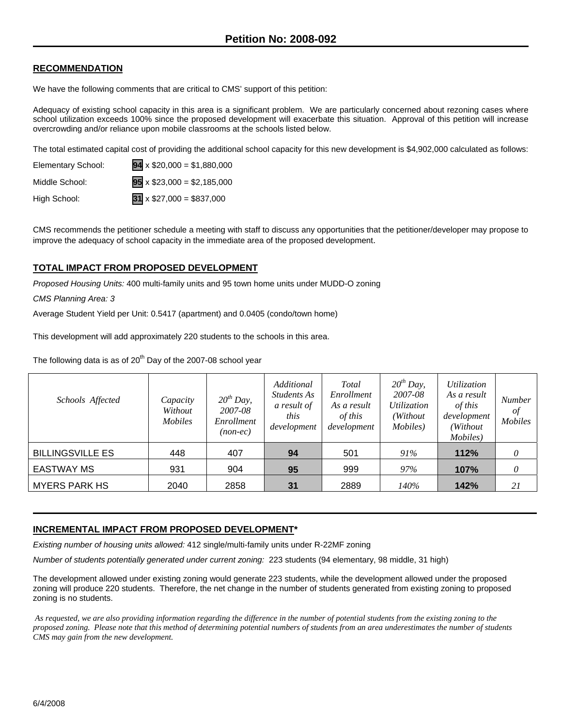# Petition No: 2008-092

## RECOMMENDATION

We have the following comments that are critical to CMS' support of this petition:

Adequacy of existing school capacity in this area is a significant problem. We are particularly concerned about rezoning cases where school utilization exceeds 100% since the proposed development will exacerbate this situation. Approval of this petition will increase overcrowding and/or reliance upon mobile classrooms at the schools listed below.

The total estimated capital cost of providing the additional school capacity for this new development is $4,902,000 calculated as follows:

| | |
|---|---|
| Elementary School: | **94** x $20,000 = $1,880,000 |
| Middle School: | **95** x $23,000 = $2,185,000 |
| High School: | **31** x $27,000 = $837,000 |

CMS recommends the petitioner schedule a meeting with staff to discuss any opportunities that the petitioner/developer may propose to improve the adequacy of school capacity in the immediate area of the proposed development.

## TOTAL IMPACT FROM PROPOSED DEVELOPMENT

*Proposed Housing Units:* 400 multi-family units and 95 town home units under MUDD-O zoning

*CMS Planning Area: 3*

Average Student Yield per Unit: 0.5417 (apartment) and 0.0405 (condo/town home)

This development will add approximately 220 students to the schools in this area.

The following data is as of 20th Day of the 2007-08 school year

| *Schools Affected* | *Capacity Without Mobiles* | *20th Day, 2007-08 Enrollment (non-ec)* | *Additional Students As a result of this development* | *Total Enrollment As a result of this development* | *20th Day, 2007-08 Utilization (Without Mobiles)* | *Utilization As a result of this development (Without Mobiles)* | *Number of Mobiles* |
|---|---|---|---|---|---|---|---|
| BILLINGSVILLE ES | 448 | 407 | **94** | 501 | *91%* | **112%** | *0* |
| EASTWAY MS | 931 | 904 | **95** | 999 | *97%* | **107%** | *0* |
| MYERS PARK HS | 2040 | 2858 | **31** | 2889 | *140%* | **142%** | *21* |

## INCREMENTAL IMPACT FROM PROPOSED DEVELOPMENT*

*Existing number of housing units allowed:* 412 single/multi-family units under R-22MF zoning

*Number of students potentially generated under current zoning:* 223 students (94 elementary, 98 middle, 31 high)

The development allowed under existing zoning would generate 223 students, while the development allowed under the proposed zoning will produce 220 students. Therefore, the net change in the number of students generated from existing zoning to proposed zoning is no students.

*As requested, we are also providing information regarding the difference in the number of potential students from the existing zoning to the proposed zoning. Please note that this method of determining potential numbers of students from an area underestimates the number of students CMS may gain from the new development.*

6/4/2008